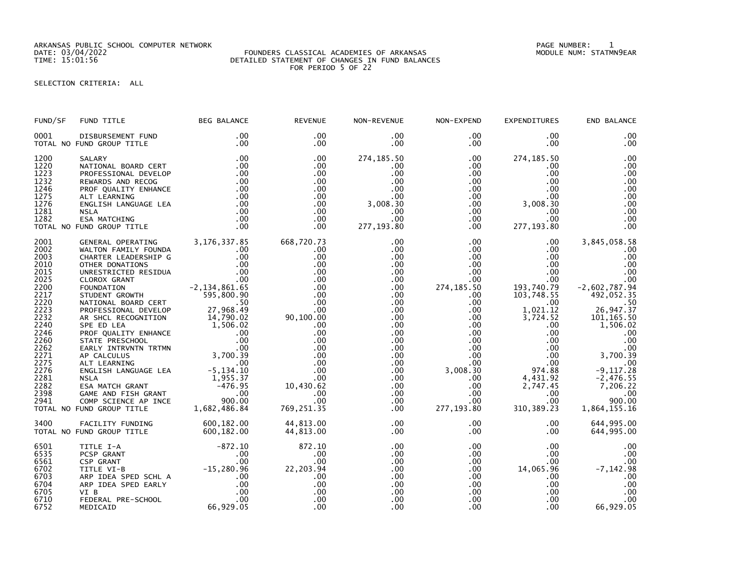ARKANSAS PUBLIC SCHOOL COMPUTER NETWORK
DATE: 03/04/2022
TIME: 15:01:56

FOUNDERS CLASSICAL ACADEMIES OF ARKANSAS
DETAILED STATEMENT OF CHANGES IN FUND BALANCES
FOR PERIOD 5 OF 22

PAGE NUMBER: 1
MODULE NUM: STATMN9EAR

SELECTION CRITERIA: ALL

| FUND/SF | FUND TITLE | BEG BALANCE | REVENUE | NON-REVENUE | NON-EXPEND | EXPENDITURES | END BALANCE |
|---|---|---|---|---|---|---|---|
| 0001 | DISBURSEMENT FUND | .00 | .00 | .00 | .00 | .00 | .00 |
| TOTAL NO FUND GROUP TITLE | | .00 | .00 | .00 | .00 | .00 | .00 |
| 1200 | SALARY | .00 | .00 | 274,185.50 | .00 | 274,185.50 | .00 |
| 1220 | NATIONAL BOARD CERT | .00 | .00 | .00 | .00 | .00 | .00 |
| 1223 | PROFESSIONAL DEVELOP | .00 | .00 | .00 | .00 | .00 | .00 |
| 1232 | REWARDS AND RECOG | .00 | .00 | .00 | .00 | .00 | .00 |
| 1246 | PROF QUALITY ENHANCE | .00 | .00 | .00 | .00 | .00 | .00 |
| 1275 | ALT LEARNING | .00 | .00 | .00 | .00 | .00 | .00 |
| 1276 | ENGLISH LANGUAGE LEA | .00 | .00 | 3,008.30 | .00 | 3,008.30 | .00 |
| 1281 | NSLA | .00 | .00 | .00 | .00 | .00 | .00 |
| 1282 | ESA MATCHING | .00 | .00 | .00 | .00 | .00 | .00 |
| TOTAL NO FUND GROUP TITLE | | .00 | .00 | 277,193.80 | .00 | 277,193.80 | .00 |
| 2001 | GENERAL OPERATING | 3,176,337.85 | 668,720.73 | .00 | .00 | .00 | 3,845,058.58 |
| 2002 | WALTON FAMILY FOUNDA | .00 | .00 | .00 | .00 | .00 | .00 |
| 2003 | CHARTER LEADERSHIP G | .00 | .00 | .00 | .00 | .00 | .00 |
| 2010 | OTHER DONATIONS | .00 | .00 | .00 | .00 | .00 | .00 |
| 2015 | UNRESTRICTED RESIDUA | .00 | .00 | .00 | .00 | .00 | .00 |
| 2025 | CLOROX GRANT | .00 | .00 | .00 | .00 | .00 | .00 |
| 2200 | FOUNDATION | -2,134,861.65 | .00 | .00 | 274,185.50 | 193,740.79 | -2,602,787.94 |
| 2217 | STUDENT GROWTH | 595,800.90 | .00 | .00 | .00 | 103,748.55 | 492,052.35 |
| 2220 | NATIONAL BOARD CERT | .50 | .00 | .00 | .00 | .00 | .50 |
| 2223 | PROFESSIONAL DEVELOP | 27,968.49 | .00 | .00 | .00 | 1,021.12 | 26,947.37 |
| 2232 | AR SHCL RECOGNITION | 14,790.02 | 90,100.00 | .00 | .00 | 3,724.52 | 101,165.50 |
| 2240 | SPE ED LEA | 1,506.02 | .00 | .00 | .00 | .00 | 1,506.02 |
| 2246 | PROF QUALITY ENHANCE | .00 | .00 | .00 | .00 | .00 | .00 |
| 2260 | STATE PRESCHOOL | .00 | .00 | .00 | .00 | .00 | .00 |
| 2262 | EARLY INTRVNTN TRTMN | .00 | .00 | .00 | .00 | .00 | .00 |
| 2271 | AP CALCULUS | 3,700.39 | .00 | .00 | .00 | .00 | 3,700.39 |
| 2275 | ALT LEARNING | .00 | .00 | .00 | .00 | .00 | .00 |
| 2276 | ENGLISH LANGUAGE LEA | -5,134.10 | .00 | .00 | 3,008.30 | 974.88 | -9,117.28 |
| 2281 | NSLA | 1,955.37 | .00 | .00 | .00 | 4,431.92 | -2,476.55 |
| 2282 | ESA MATCH GRANT | -476.95 | 10,430.62 | .00 | .00 | 2,747.45 | 7,206.22 |
| 2398 | GAME AND FISH GRANT | .00 | .00 | .00 | .00 | .00 | .00 |
| 2941 | COMP SCIENCE AP INCE | 900.00 | .00 | .00 | .00 | .00 | 900.00 |
| TOTAL NO FUND GROUP TITLE | | 1,682,486.84 | 769,251.35 | .00 | 277,193.80 | 310,389.23 | 1,864,155.16 |
| 3400 | FACILITY FUNDING | 600,182.00 | 44,813.00 | .00 | .00 | .00 | 644,995.00 |
| TOTAL NO FUND GROUP TITLE | | 600,182.00 | 44,813.00 | .00 | .00 | .00 | 644,995.00 |
| 6501 | TITLE I-A | -872.10 | 872.10 | .00 | .00 | .00 | .00 |
| 6535 | PCSP GRANT | .00 | .00 | .00 | .00 | .00 | .00 |
| 6561 | CSP GRANT | .00 | .00 | .00 | .00 | .00 | .00 |
| 6702 | TITLE VI-B | -15,280.96 | 22,203.94 | .00 | .00 | 14,065.96 | -7,142.98 |
| 6703 | ARP IDEA SPED SCHL A | .00 | .00 | .00 | .00 | .00 | .00 |
| 6704 | ARP IDEA SPED EARLY | .00 | .00 | .00 | .00 | .00 | .00 |
| 6705 | VI B | .00 | .00 | .00 | .00 | .00 | .00 |
| 6710 | FEDERAL PRE-SCHOOL | .00 | .00 | .00 | .00 | .00 | .00 |
| 6752 | MEDICAID | 66,929.05 | .00 | .00 | .00 | .00 | 66,929.05 |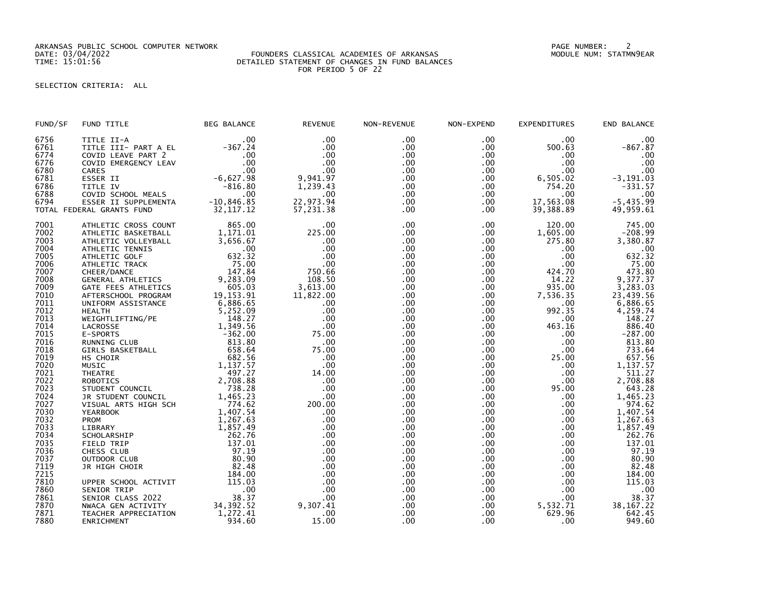ARKANSAS PUBLIC SCHOOL COMPUTER NETWORK
DATE: 03/04/2022
TIME: 15:01:56

FOUNDERS CLASSICAL ACADEMIES OF ARKANSAS
DETAILED STATEMENT OF CHANGES IN FUND BALANCES
FOR PERIOD 5 OF 22

PAGE NUMBER: 2
MODULE NUM: STATMN9EAR

SELECTION CRITERIA: ALL

| FUND/SF | FUND TITLE | BEG BALANCE | REVENUE | NON-REVENUE | NON-EXPEND | EXPENDITURES | END BALANCE |
|---|---|---|---|---|---|---|---|
| 6756 | TITLE II-A | .00 | .00 | .00 | .00 | .00 | .00 |
| 6761 | TITLE III- PART A EL | -367.24 | .00 | .00 | .00 | 500.63 | -867.87 |
| 6774 | COVID LEAVE PART 2 | .00 | .00 | .00 | .00 | .00 | .00 |
| 6776 | COVID EMERGENCY LEAV | .00 | .00 | .00 | .00 | .00 | .00 |
| 6780 | CARES | .00 | .00 | .00 | .00 | .00 | .00 |
| 6781 | ESSER II | -6,627.98 | 9,941.97 | .00 | .00 | 6,505.02 | -3,191.03 |
| 6786 | TITLE IV | -816.80 | 1,239.43 | .00 | .00 | 754.20 | -331.57 |
| 6788 | COVID SCHOOL MEALS | .00 | .00 | .00 | .00 | .00 | .00 |
| 6794 | ESSER II SUPPLEMENTA | -10,846.85 | 22,973.94 | .00 | .00 | 17,563.08 | -5,435.99 |
| TOTAL FEDERAL GRANTS FUND | | 32,117.12 | 57,231.38 | .00 | .00 | 39,388.89 | 49,959.61 |
| 7001 | ATHLETIC CROSS COUNT | 865.00 | .00 | .00 | .00 | 120.00 | 745.00 |
| 7002 | ATHLETIC BASKETBALL | 1,171.01 | 225.00 | .00 | .00 | 1,605.00 | -208.99 |
| 7003 | ATHLETIC VOLLEYBALL | 3,656.67 | .00 | .00 | .00 | 275.80 | 3,380.87 |
| 7004 | ATHLETIC TENNIS | .00 | .00 | .00 | .00 | .00 | .00 |
| 7005 | ATHLETIC GOLF | 632.32 | .00 | .00 | .00 | .00 | 632.32 |
| 7006 | ATHLETIC TRACK | 75.00 | .00 | .00 | .00 | .00 | 75.00 |
| 7007 | CHEER/DANCE | 147.84 | 750.66 | .00 | .00 | 424.70 | 473.80 |
| 7008 | GENERAL ATHLETICS | 9,283.09 | 108.50 | .00 | .00 | 14.22 | 9,377.37 |
| 7009 | GATE FEES ATHLETICS | 605.03 | 3,613.00 | .00 | .00 | 935.00 | 3,283.03 |
| 7010 | AFTERSCHOOL PROGRAM | 19,153.91 | 11,822.00 | .00 | .00 | 7,536.35 | 23,439.56 |
| 7011 | UNIFORM ASSISTANCE | 6,886.65 | .00 | .00 | .00 | .00 | 6,886.65 |
| 7012 | HEALTH | 5,252.09 | .00 | .00 | .00 | 992.35 | 4,259.74 |
| 7013 | WEIGHTLIFTING/PE | 148.27 | .00 | .00 | .00 | .00 | 148.27 |
| 7014 | LACROSSE | 1,349.56 | .00 | .00 | .00 | 463.16 | 886.40 |
| 7015 | E-SPORTS | -362.00 | 75.00 | .00 | .00 | .00 | -287.00 |
| 7016 | RUNNING CLUB | 813.80 | .00 | .00 | .00 | .00 | 813.80 |
| 7018 | GIRLS BASKETBALL | 658.64 | 75.00 | .00 | .00 | .00 | 733.64 |
| 7019 | HS CHOIR | 682.56 | .00 | .00 | .00 | 25.00 | 657.56 |
| 7020 | MUSIC | 1,137.57 | .00 | .00 | .00 | .00 | 1,137.57 |
| 7021 | THEATRE | 497.27 | 14.00 | .00 | .00 | .00 | 511.27 |
| 7022 | ROBOTICS | 2,708.88 | .00 | .00 | .00 | .00 | 2,708.88 |
| 7023 | STUDENT COUNCIL | 738.28 | .00 | .00 | .00 | 95.00 | 643.28 |
| 7024 | JR STUDENT COUNCIL | 1,465.23 | .00 | .00 | .00 | .00 | 1,465.23 |
| 7027 | VISUAL ARTS HIGH SCH | 774.62 | 200.00 | .00 | .00 | .00 | 974.62 |
| 7030 | YEARBOOK | 1,407.54 | .00 | .00 | .00 | .00 | 1,407.54 |
| 7032 | PROM | 1,267.63 | .00 | .00 | .00 | .00 | 1,267.63 |
| 7033 | LIBRARY | 1,857.49 | .00 | .00 | .00 | .00 | 1,857.49 |
| 7034 | SCHOLARSHIP | 262.76 | .00 | .00 | .00 | .00 | 262.76 |
| 7035 | FIELD TRIP | 137.01 | .00 | .00 | .00 | .00 | 137.01 |
| 7036 | CHESS CLUB | 97.19 | .00 | .00 | .00 | .00 | 97.19 |
| 7037 | OUTDOOR CLUB | 80.90 | .00 | .00 | .00 | .00 | 80.90 |
| 7119 | JR HIGH CHOIR | 82.48 | .00 | .00 | .00 | .00 | 82.48 |
| 7215 | | 184.00 | .00 | .00 | .00 | .00 | 184.00 |
| 7810 | UPPER SCHOOL ACTIVIT | 115.03 | .00 | .00 | .00 | .00 | 115.03 |
| 7860 | SENIOR TRIP | .00 | .00 | .00 | .00 | .00 | .00 |
| 7861 | SENIOR CLASS 2022 | 38.37 | .00 | .00 | .00 | .00 | 38.37 |
| 7870 | NWACA GEN ACTIVITY | 34,392.52 | 9,307.41 | .00 | .00 | 5,532.71 | 38,167.22 |
| 7871 | TEACHER APPRECIATION | 1,272.41 | .00 | .00 | .00 | 629.96 | 642.45 |
| 7880 | ENRICHMENT | 934.60 | 15.00 | .00 | .00 | .00 | 949.60 |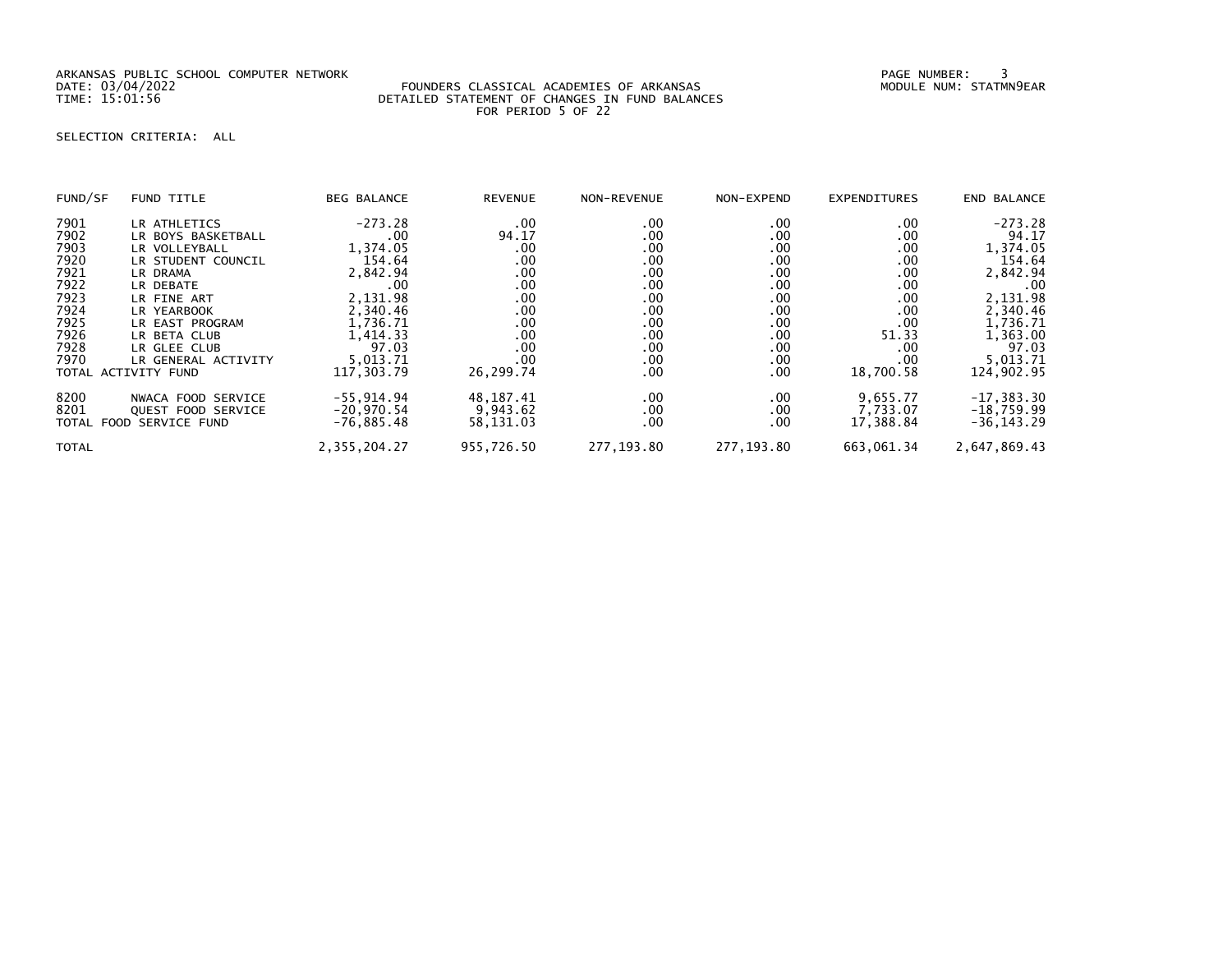ARKANSAS PUBLIC SCHOOL COMPUTER NETWORK
DATE: 03/04/2022
TIME: 15:01:56

FOUNDERS CLASSICAL ACADEMIES OF ARKANSAS
DETAILED STATEMENT OF CHANGES IN FUND BALANCES
FOR PERIOD 5 OF 22

PAGE NUMBER: 3
MODULE NUM: STATMN9EAR

SELECTION CRITERIA: ALL

| FUND/SF | FUND TITLE | BEG BALANCE | REVENUE | NON-REVENUE | NON-EXPEND | EXPENDITURES | END BALANCE |
|---|---|---|---|---|---|---|---|
| 7901 | LR ATHLETICS | -273.28 | .00 | .00 | .00 | .00 | -273.28 |
| 7902 | LR BOYS BASKETBALL | .00 | 94.17 | .00 | .00 | .00 | 94.17 |
| 7903 | LR VOLLEYBALL | 1,374.05 | .00 | .00 | .00 | .00 | 1,374.05 |
| 7920 | LR STUDENT COUNCIL | 154.64 | .00 | .00 | .00 | .00 | 154.64 |
| 7921 | LR DRAMA | 2,842.94 | .00 | .00 | .00 | .00 | 2,842.94 |
| 7922 | LR DEBATE | .00 | .00 | .00 | .00 | .00 | .00 |
| 7923 | LR FINE ART | 2,131.98 | .00 | .00 | .00 | .00 | 2,131.98 |
| 7924 | LR YEARBOOK | 2,340.46 | .00 | .00 | .00 | .00 | 2,340.46 |
| 7925 | LR EAST PROGRAM | 1,736.71 | .00 | .00 | .00 | .00 | 1,736.71 |
| 7926 | LR BETA CLUB | 1,414.33 | .00 | .00 | .00 | 51.33 | 1,363.00 |
| 7928 | LR GLEE CLUB | 97.03 | .00 | .00 | .00 | .00 | 97.03 |
| 7970 | LR GENERAL ACTIVITY | 5,013.71 | .00 | .00 | .00 | .00 | 5,013.71 |
| TOTAL ACTIVITY FUND | | 117,303.79 | 26,299.74 | .00 | .00 | 18,700.58 | 124,902.95 |
| 8200 | NWACA FOOD SERVICE | -55,914.94 | 48,187.41 | .00 | .00 | 9,655.77 | -17,383.30 |
| 8201 | QUEST FOOD SERVICE | -20,970.54 | 9,943.62 | .00 | .00 | 7,733.07 | -18,759.99 |
| TOTAL FOOD SERVICE FUND | | -76,885.48 | 58,131.03 | .00 | .00 | 17,388.84 | -36,143.29 |
| TOTAL | | 2,355,204.27 | 955,726.50 | 277,193.80 | 277,193.80 | 663,061.34 | 2,647,869.43 |